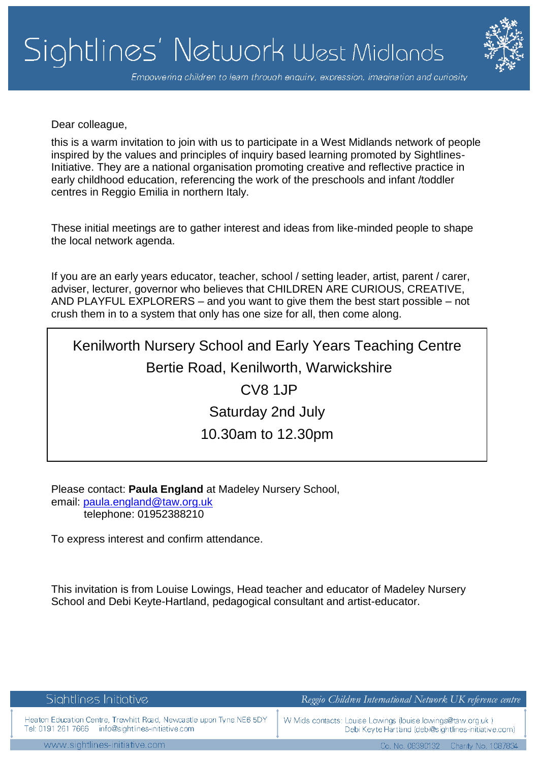# Sightlines' Network West Midlands

*Empowering children to learn through enquiry, expression, imagination and curiosity*

Dear colleague,

this is a warm invitation to join with us to participate in a West Midlands network of people inspired by the values and principles of inquiry based learning promoted by Sightlines-Initiative. They are a national organisation promoting creative and reflective practice in early childhood education, referencing the work of the preschools and infant /toddler centres in Reggio Emilia in northern Italy.

These initial meetings are to gather interest and ideas from like-minded people to shape the local network agenda.

If you are an early years educator, teacher, school / setting leader, artist, parent / carer, adviser, lecturer, governor who believes that CHILDREN ARE CURIOUS, CREATIVE, AND PLAYFUL EXPLORERS – and you want to give them the best start possible – not crush them in to a system that only has one size for all, then come along.

> Kenilworth Nursery School and Early Years Teaching Centre
> Bertie Road, Kenilworth, Warwickshire
> CV8 1JP
> Saturday 2nd July
> 10.30am to 12.30pm

Please contact: **Paula England** at Madeley Nursery School,
email: paula.england@taw.org.uk
telephone: 01952388210

To express interest and confirm attendance.

This invitation is from Louise Lowings, Head teacher and educator of Madeley Nursery School and Debi Keyte-Hartland, pedagogical consultant and artist-educator.

Sightlines Initiative — *Reggio Children International Network UK reference centre*

Heaton Education Centre, Trewhitt Road, Newcastle upon Tyne NE6 5DY
Tel: 0191 261 7666 info@sightlines-initiative.com

W Mids contacts: Louise Lowings (louise.lowings@taw.org.uk)
Debi Keyte Hartland (debi@sightlines-initiative.com)

www.sightlines-initiative.com — Co. No. 06390132 Charity No. 1087834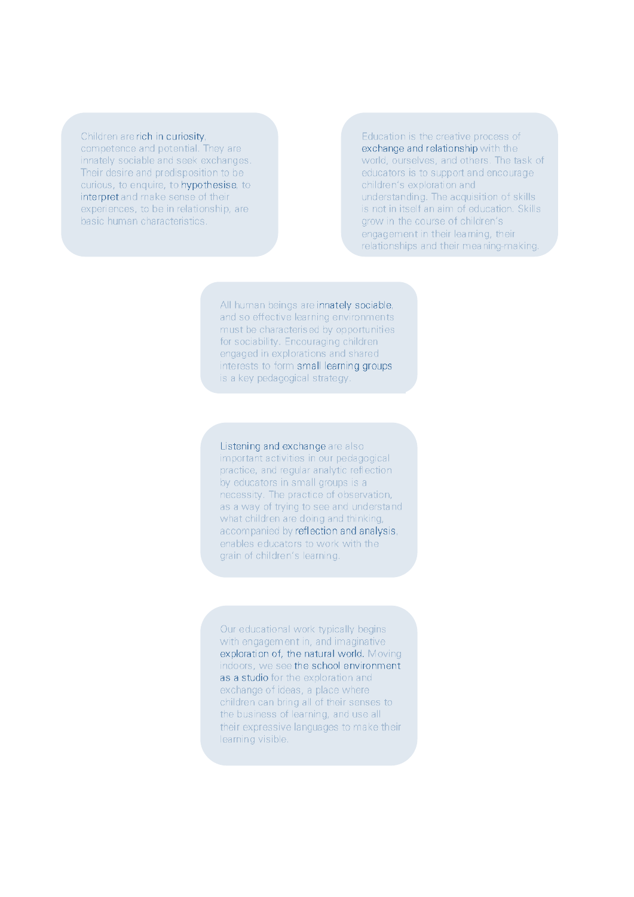Children are rich in curiosity, competence and potential. They are innately sociable and seek exchanges. Their desire and predisposition to be curious, to enquire, to hypothesise, to interpret and make sense of their experiences, to be in relationship, are basic human characteristics.

Education is the creative process of exchange and relationship with the world, ourselves, and others. The task of educators is to support and encourage children's exploration and understanding. The acquisition of skills is not in itself an aim of education. Skills grow in the course of children's engagement in their learning, their relationships and their meaning-making.

All human beings are innately sociable, and so effective learning environments must be characterised by opportunities for sociability. Encouraging children engaged in explorations and shared interests to form small learning groups is a key pedagogical strategy.

Listening and exchange are also important activities in our pedagogical practice, and regular analytic reflection by educators in small groups is a necessity. The practice of observation, as a way of trying to see and understand what children are doing and thinking, accompanied by reflection and analysis, enables educators to work with the grain of children's learning.

Our educational work typically begins with engagement in, and imaginative exploration of, the natural world. Moving indoors, we see the school environment as a studio for the exploration and exchange of ideas, a place where children can bring all of their senses to the business of learning, and use all their expressive languages to make their learning visible.